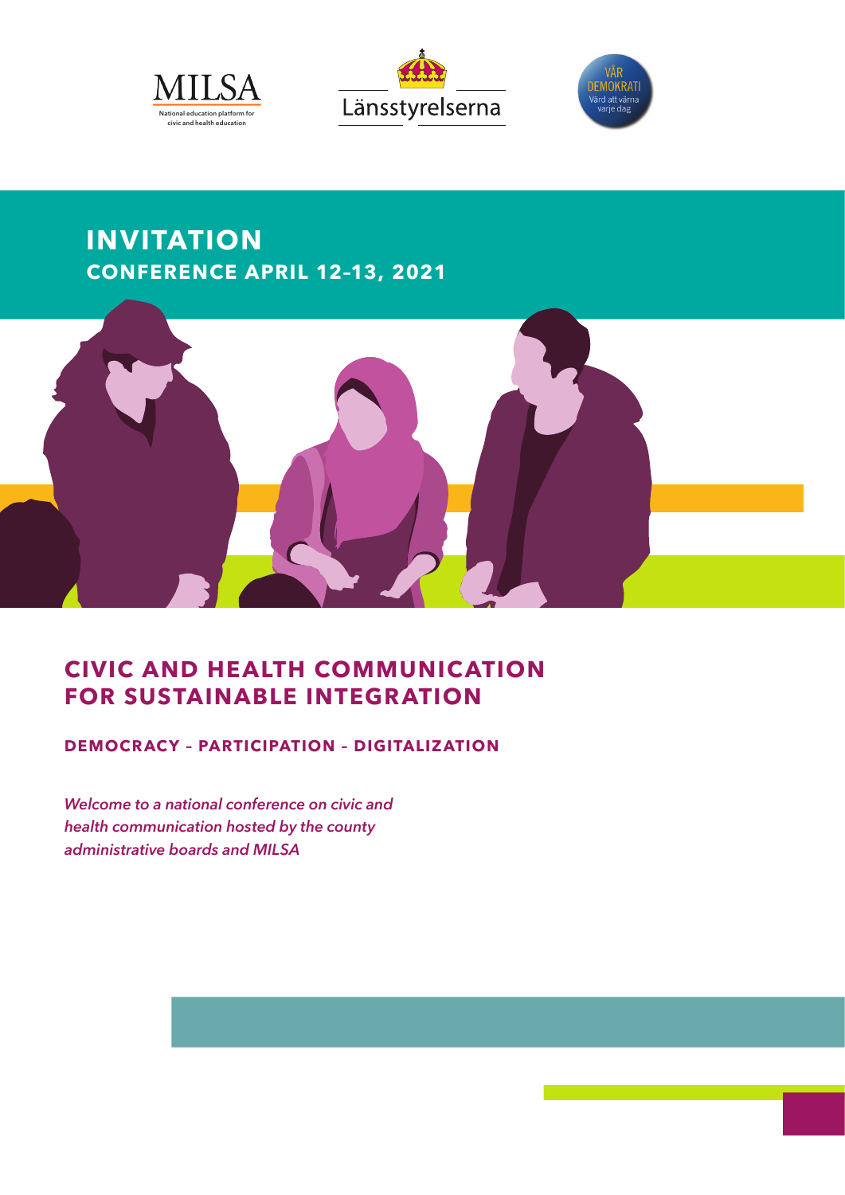MILSA
National education platform for civic and health education

Länsstyrelserna

VÅR DEMOKRATI
Värd att värna varje dag

# INVITATION

## CONFERENCE APRIL 12–13, 2021

# CIVIC AND HEALTH COMMUNICATION FOR SUSTAINABLE INTEGRATION

### DEMOCRACY – PARTICIPATION – DIGITALIZATION

*Welcome to a national conference on civic and health communication hosted by the county administrative boards and MILSA*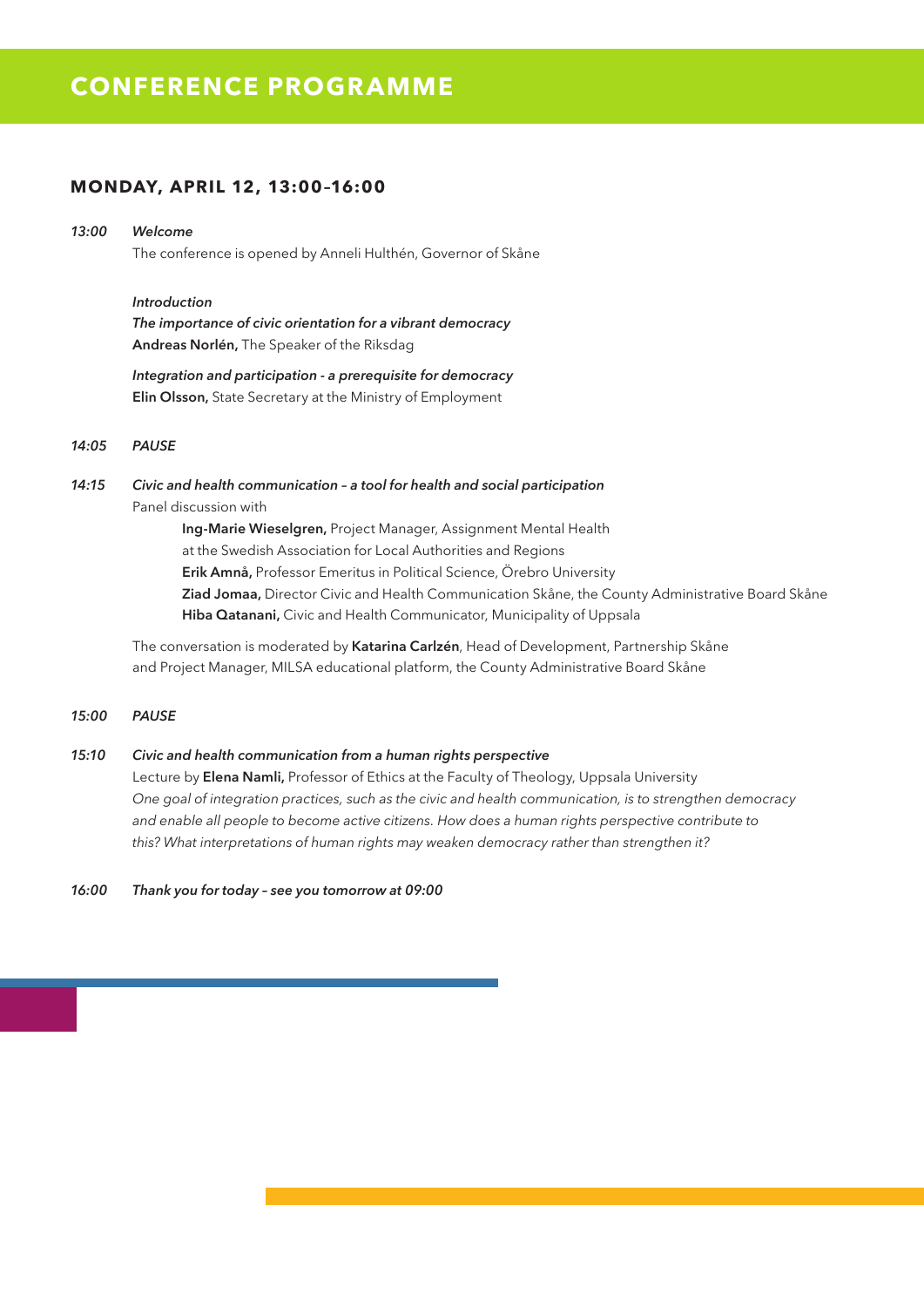# CONFERENCE PROGRAMME

## MONDAY, APRIL 12, 13:00–16:00

*13:00* *Welcome*

The conference is opened by Anneli Hulthén, Governor of Skåne

*Introduction*

*The importance of civic orientation for a vibrant democracy*
**Andreas Norlén,** The Speaker of the Riksdag

*Integration and participation - a prerequisite for democracy*
**Elin Olsson,** State Secretary at the Ministry of Employment

*14:05* *PAUSE*

*14:15* *Civic and health communication – a tool for health and social participation*

Panel discussion with

- **Ing-Marie Wieselgren,** Project Manager, Assignment Mental Health at the Swedish Association for Local Authorities and Regions
- **Erik Amnå,** Professor Emeritus in Political Science, Örebro University
- **Ziad Jomaa,** Director Civic and Health Communication Skåne, the County Administrative Board Skåne
- **Hiba Qatanani,** Civic and Health Communicator, Municipality of Uppsala

The conversation is moderated by **Katarina Carlzén**, Head of Development, Partnership Skåne and Project Manager, MILSA educational platform, the County Administrative Board Skåne

*15:00* *PAUSE*

*15:10* *Civic and health communication from a human rights perspective*

Lecture by **Elena Namli,** Professor of Ethics at the Faculty of Theology, Uppsala University

*One goal of integration practices, such as the civic and health communication, is to strengthen democracy and enable all people to become active citizens. How does a human rights perspective contribute to this? What interpretations of human rights may weaken democracy rather than strengthen it?*

*16:00* *Thank you for today – see you tomorrow at 09:00*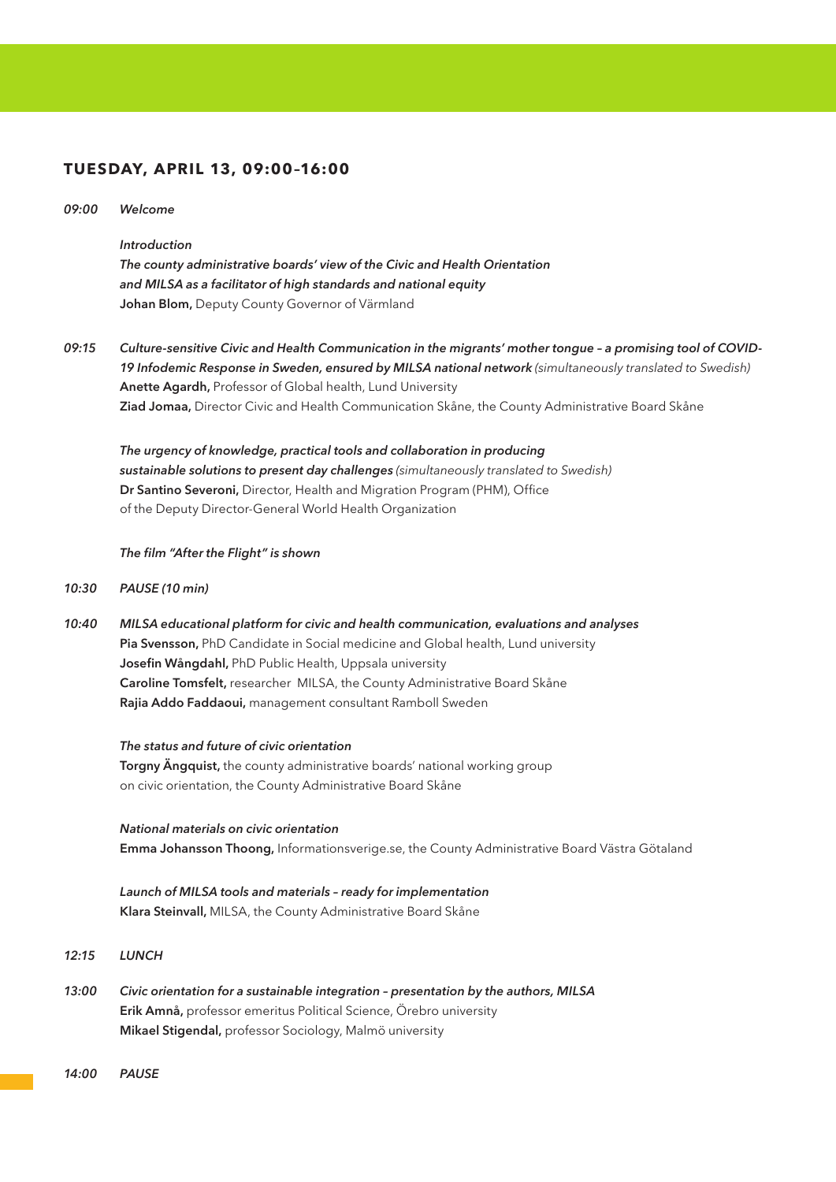## TUESDAY, APRIL 13, 09:00–16:00

*09:00* *Welcome*

*Introduction*
***The county administrative boards' view of the Civic and Health Orientation and MILSA as a facilitator of high standards and national equity***
**Johan Blom,** Deputy County Governor of Värmland

*09:15* ***Culture-sensitive Civic and Health Communication in the migrants' mother tongue – a promising tool of COVID-19 Infodemic Response in Sweden, ensured by MILSA national network*** *(simultaneously translated to Swedish)*
**Anette Agardh,** Professor of Global health, Lund University
**Ziad Jomaa,** Director Civic and Health Communication Skåne, the County Administrative Board Skåne

***The urgency of knowledge, practical tools and collaboration in producing sustainable solutions to present day challenges*** *(simultaneously translated to Swedish)*
**Dr Santino Severoni,** Director, Health and Migration Program (PHM), Office of the Deputy Director-General World Health Organization

***The film "After the Flight" is shown***

*10:30* *PAUSE (10 min)*

*10:40* ***MILSA educational platform for civic and health communication, evaluations and analyses***
**Pia Svensson,** PhD Candidate in Social medicine and Global health, Lund university
**Josefin Wångdahl,** PhD Public Health, Uppsala university
**Caroline Tomsfelt,** researcher MILSA, the County Administrative Board Skåne
**Rajia Addo Faddaoui,** management consultant Ramboll Sweden

***The status and future of civic orientation***
**Torgny Ängquist,** the county administrative boards' national working group on civic orientation, the County Administrative Board Skåne

***National materials on civic orientation***
**Emma Johansson Thoong,** Informationsverige.se, the County Administrative Board Västra Götaland

***Launch of MILSA tools and materials – ready for implementation***
**Klara Steinvall,** MILSA, the County Administrative Board Skåne

*12:15* *LUNCH*

*13:00* ***Civic orientation for a sustainable integration – presentation by the authors, MILSA***
**Erik Amnå,** professor emeritus Political Science, Örebro university
**Mikael Stigendal,** professor Sociology, Malmö university

*14:00* *PAUSE*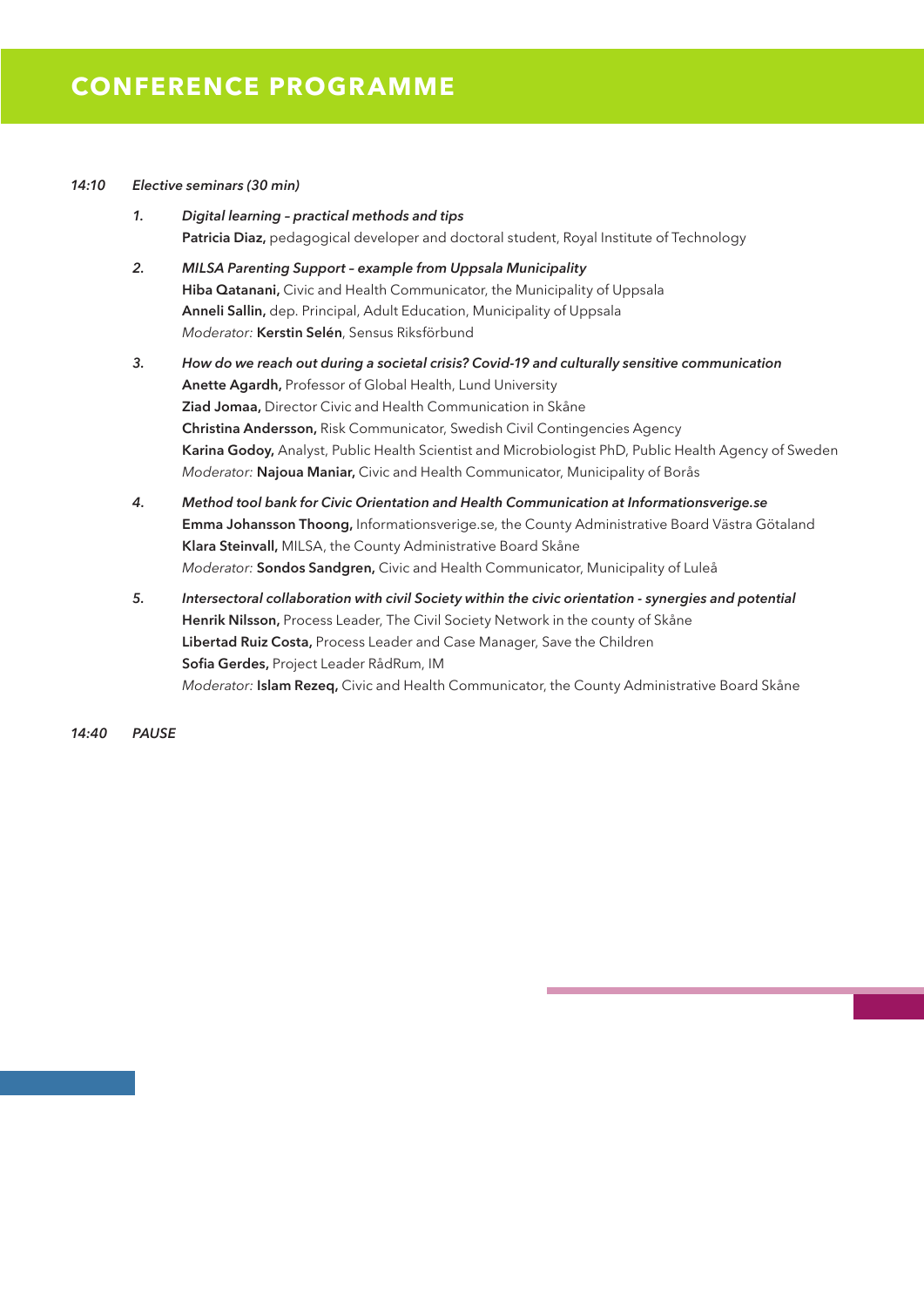# CONFERENCE PROGRAMME

*14:10 Elective seminars (30 min)*

1. *Digital learning – practical methods and tips*
   **Patricia Diaz,** pedagogical developer and doctoral student, Royal Institute of Technology

2. *MILSA Parenting Support – example from Uppsala Municipality*
   **Hiba Qatanani,** Civic and Health Communicator, the Municipality of Uppsala
   **Anneli Sallin,** dep. Principal, Adult Education, Municipality of Uppsala
   *Moderator:* **Kerstin Selén**, Sensus Riksförbund

3. *How do we reach out during a societal crisis? Covid-19 and culturally sensitive communication*
   **Anette Agardh,** Professor of Global Health, Lund University
   **Ziad Jomaa,** Director Civic and Health Communication in Skåne
   **Christina Andersson,** Risk Communicator, Swedish Civil Contingencies Agency
   **Karina Godoy,** Analyst, Public Health Scientist and Microbiologist PhD, Public Health Agency of Sweden
   *Moderator:* **Najoua Maniar,** Civic and Health Communicator, Municipality of Borås

4. *Method tool bank for Civic Orientation and Health Communication at Informationsverige.se*
   **Emma Johansson Thoong,** Informationsverige.se, the County Administrative Board Västra Götaland
   **Klara Steinvall,** MILSA, the County Administrative Board Skåne
   *Moderator:* **Sondos Sandgren,** Civic and Health Communicator, Municipality of Luleå

5. *Intersectoral collaboration with civil Society within the civic orientation - synergies and potential*
   **Henrik Nilsson,** Process Leader, The Civil Society Network in the county of Skåne
   **Libertad Ruiz Costa,** Process Leader and Case Manager, Save the Children
   **Sofia Gerdes,** Project Leader RådRum, IM
   *Moderator:* **Islam Rezeq,** Civic and Health Communicator, the County Administrative Board Skåne

*14:40 PAUSE*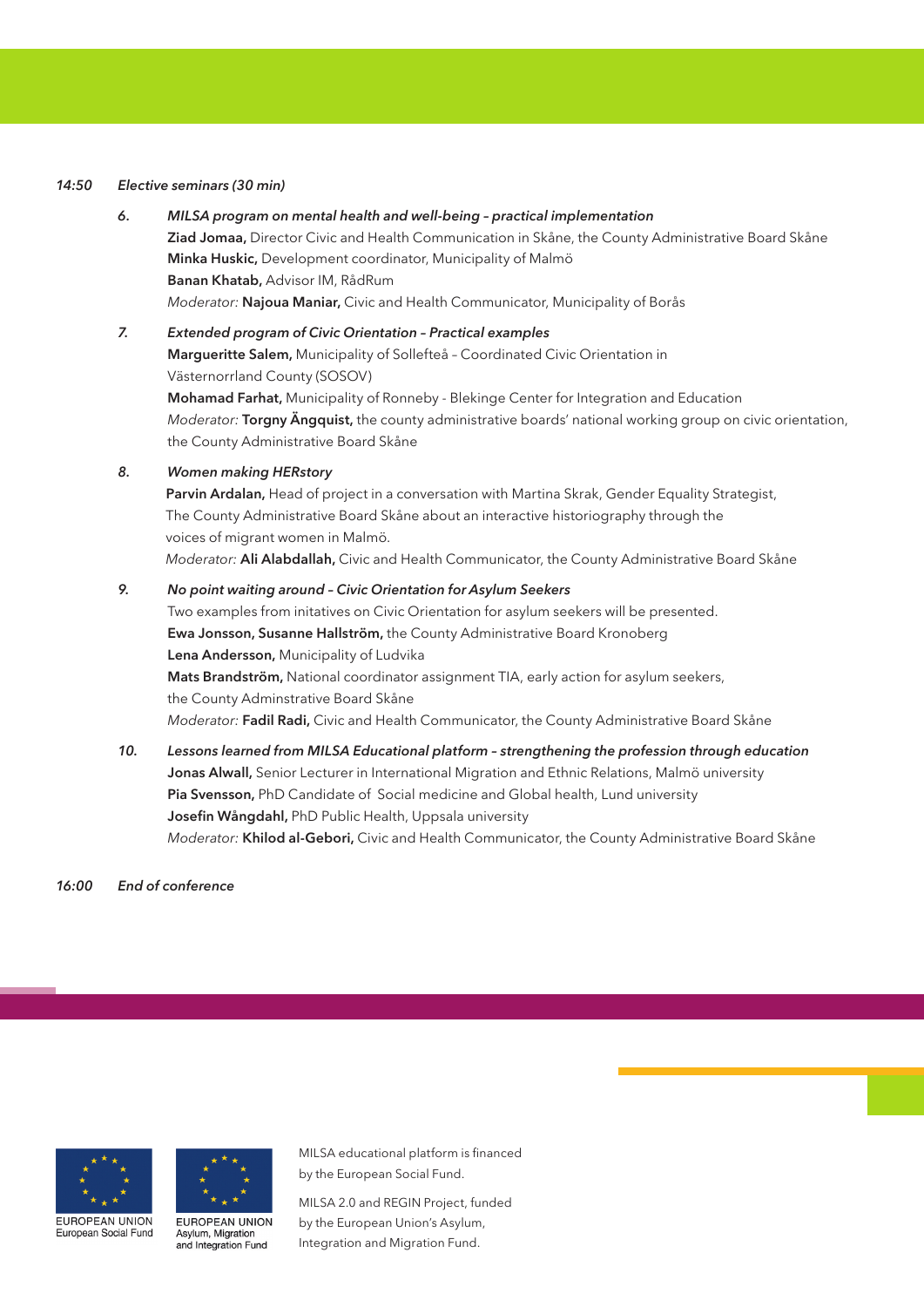*14:50 Elective seminars (30 min)*

6. *MILSA program on mental health and well-being – practical implementation*
   **Ziad Jomaa,** Director Civic and Health Communication in Skåne, the County Administrative Board Skåne
   **Minka Huskic,** Development coordinator, Municipality of Malmö
   **Banan Khatab,** Advisor IM, RådRum
   *Moderator:* **Najoua Maniar,** Civic and Health Communicator, Municipality of Borås

7. *Extended program of Civic Orientation – Practical examples*
   **Marguerritte Salem,** Municipality of Sollefteå – Coordinated Civic Orientation in Västernorrland County (SOSOV)
   **Mohamad Farhat,** Municipality of Ronneby - Blekinge Center for Integration and Education
   *Moderator:* **Torgny Ängquist,** the county administrative boards' national working group on civic orientation, the County Administrative Board Skåne

8. *Women making HERstory*
   **Parvin Ardalan,** Head of project in a conversation with Martina Skrak, Gender Equality Strategist, The County Administrative Board Skåne about an interactive historiography through the voices of migrant women in Malmö.
   *Moderator:* **Ali Alabdallah,** Civic and Health Communicator, the County Administrative Board Skåne

9. *No point waiting around – Civic Orientation for Asylum Seekers*
   Two examples from initatives on Civic Orientation for asylum seekers will be presented.
   **Ewa Jonsson, Susanne Hallström,** the County Administrative Board Kronoberg
   **Lena Andersson,** Municipality of Ludvika
   **Mats Brandström,** National coordinator assignment TIA, early action for asylum seekers, the County Adminstrative Board Skåne
   *Moderator:* **Fadil Radi,** Civic and Health Communicator, the County Administrative Board Skåne

10. *Lessons learned from MILSA Educational platform – strengthening the profession through education*
    **Jonas Alwall,** Senior Lecturer in International Migration and Ethnic Relations, Malmö university
    **Pia Svensson,** PhD Candidate of Social medicine and Global health, Lund university
    **Josefin Wångdahl,** PhD Public Health, Uppsala university
    *Moderator:* **Khilod al-Gebori,** Civic and Health Communicator, the County Administrative Board Skåne

*16:00 End of conference*

EUROPEAN UNION
European Social Fund

EUROPEAN UNION
Asylum, Migration and Integration Fund

MILSA educational platform is financed by the European Social Fund.

MILSA 2.0 and REGIN Project, funded by the European Union's Asylum, Integration and Migration Fund.